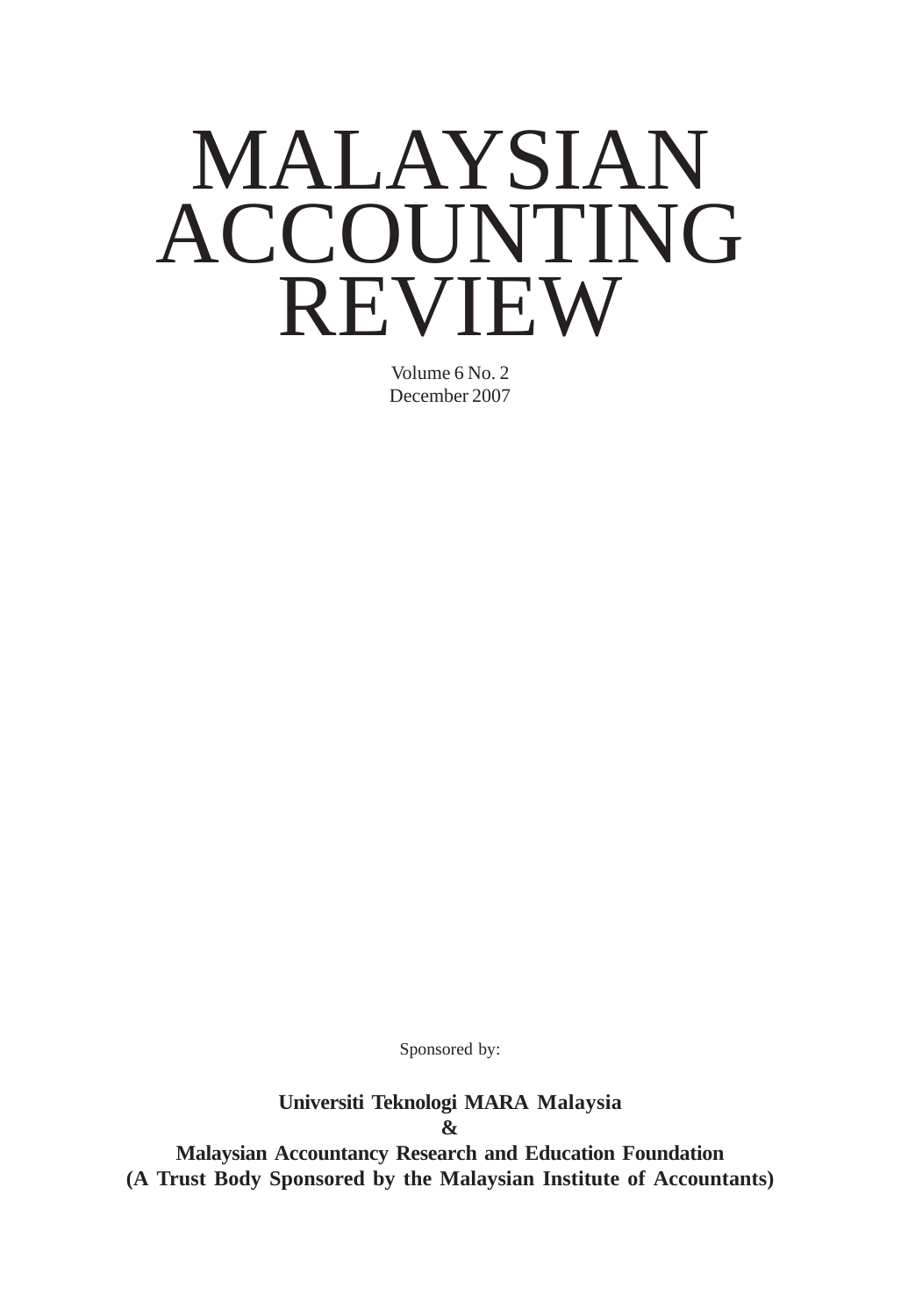# MALAYSIAN ACCOUNTING REVIEW

Volume 6 No. 2
December 2007

Sponsored by:

**Universiti Teknologi MARA Malaysia**
**&**
**Malaysian Accountancy Research and Education Foundation**
**(A Trust Body Sponsored by the Malaysian Institute of Accountants)**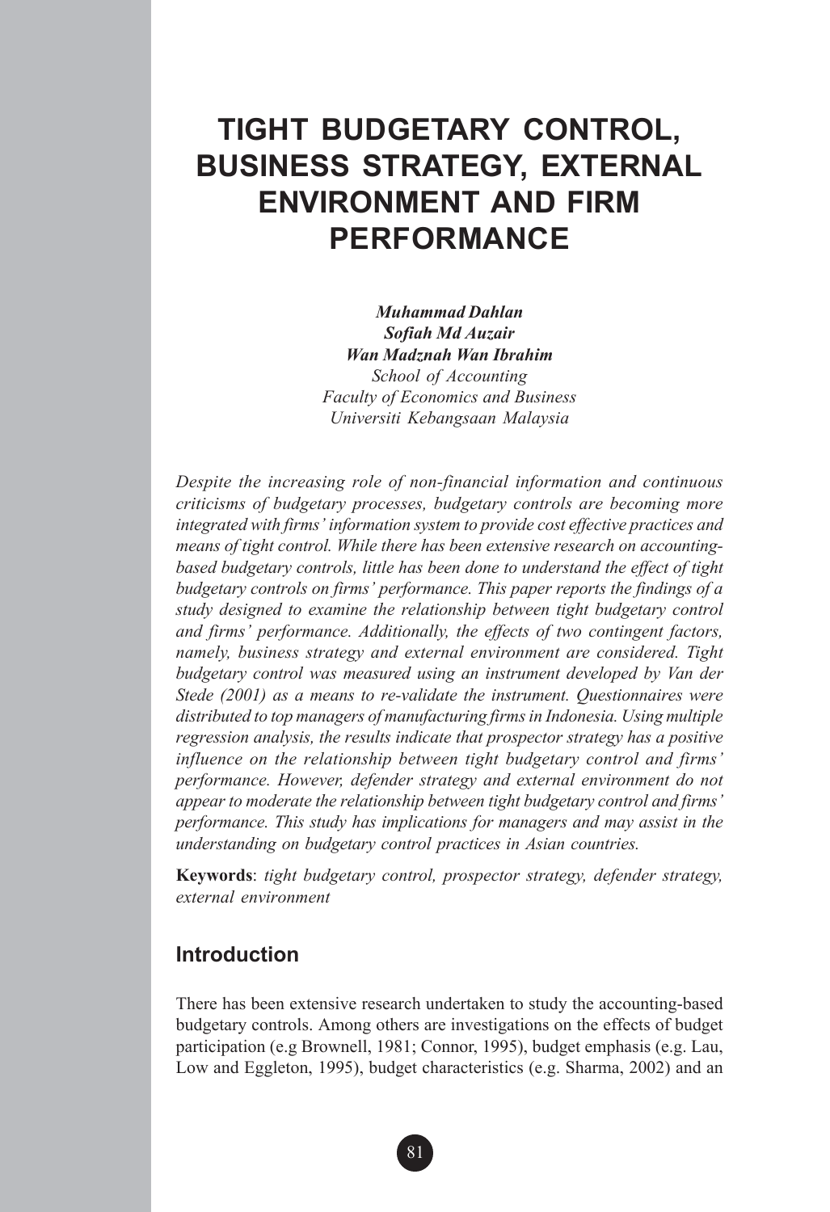# TIGHT BUDGETARY CONTROL, BUSINESS STRATEGY, EXTERNAL ENVIRONMENT AND FIRM PERFORMANCE

***Muhammad Dahlan***
***Sofiah Md Auzair***
***Wan Madznah Wan Ibrahim***
*School of Accounting*
*Faculty of Economics and Business*
*Universiti Kebangsaan Malaysia*

*Despite the increasing role of non-financial information and continuous criticisms of budgetary processes, budgetary controls are becoming more integrated with firms' information system to provide cost effective practices and means of tight control. While there has been extensive research on accounting-based budgetary controls, little has been done to understand the effect of tight budgetary controls on firms' performance. This paper reports the findings of a study designed to examine the relationship between tight budgetary control and firms' performance. Additionally, the effects of two contingent factors, namely, business strategy and external environment are considered. Tight budgetary control was measured using an instrument developed by Van der Stede (2001) as a means to re-validate the instrument. Questionnaires were distributed to top managers of manufacturing firms in Indonesia. Using multiple regression analysis, the results indicate that prospector strategy has a positive influence on the relationship between tight budgetary control and firms' performance. However, defender strategy and external environment do not appear to moderate the relationship between tight budgetary control and firms' performance. This study has implications for managers and may assist in the understanding on budgetary control practices in Asian countries.*

**Keywords**: *tight budgetary control, prospector strategy, defender strategy, external environment*

## Introduction

There has been extensive research undertaken to study the accounting-based budgetary controls. Among others are investigations on the effects of budget participation (e.g Brownell, 1981; Connor, 1995), budget emphasis (e.g. Lau, Low and Eggleton, 1995), budget characteristics (e.g. Sharma, 2002) and an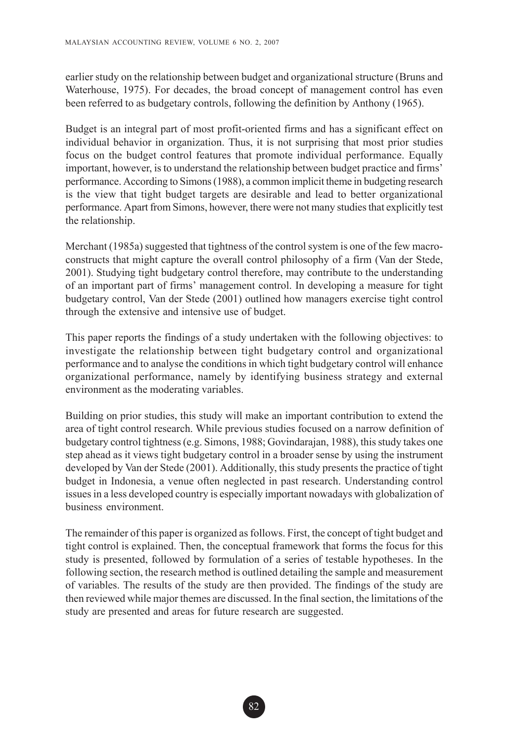earlier study on the relationship between budget and organizational structure (Bruns and Waterhouse, 1975). For decades, the broad concept of management control has even been referred to as budgetary controls, following the definition by Anthony (1965).

Budget is an integral part of most profit-oriented firms and has a significant effect on individual behavior in organization. Thus, it is not surprising that most prior studies focus on the budget control features that promote individual performance. Equally important, however, is to understand the relationship between budget practice and firms' performance. According to Simons (1988), a common implicit theme in budgeting research is the view that tight budget targets are desirable and lead to better organizational performance. Apart from Simons, however, there were not many studies that explicitly test the relationship.

Merchant (1985a) suggested that tightness of the control system is one of the few macro-constructs that might capture the overall control philosophy of a firm (Van der Stede, 2001). Studying tight budgetary control therefore, may contribute to the understanding of an important part of firms' management control. In developing a measure for tight budgetary control, Van der Stede (2001) outlined how managers exercise tight control through the extensive and intensive use of budget.

This paper reports the findings of a study undertaken with the following objectives: to investigate the relationship between tight budgetary control and organizational performance and to analyse the conditions in which tight budgetary control will enhance organizational performance, namely by identifying business strategy and external environment as the moderating variables.

Building on prior studies, this study will make an important contribution to extend the area of tight control research. While previous studies focused on a narrow definition of budgetary control tightness (e.g. Simons, 1988; Govindarajan, 1988), this study takes one step ahead as it views tight budgetary control in a broader sense by using the instrument developed by Van der Stede (2001). Additionally, this study presents the practice of tight budget in Indonesia, a venue often neglected in past research. Understanding control issues in a less developed country is especially important nowadays with globalization of business environment.

The remainder of this paper is organized as follows. First, the concept of tight budget and tight control is explained. Then, the conceptual framework that forms the focus for this study is presented, followed by formulation of a series of testable hypotheses. In the following section, the research method is outlined detailing the sample and measurement of variables. The results of the study are then provided. The findings of the study are then reviewed while major themes are discussed. In the final section, the limitations of the study are presented and areas for future research are suggested.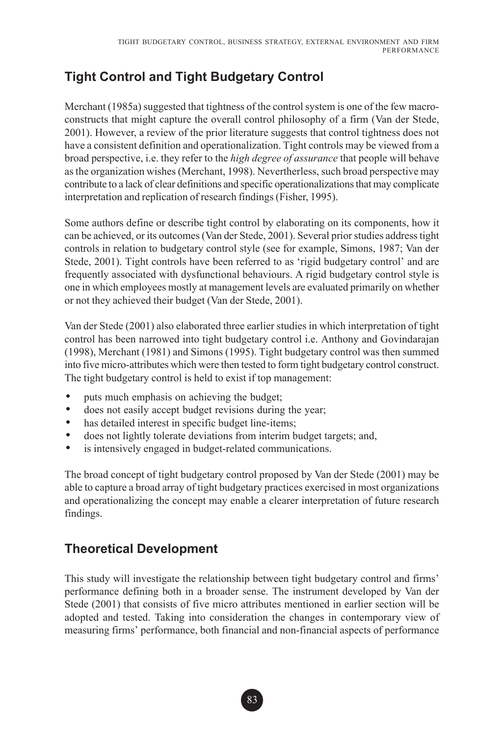## Tight Control and Tight Budgetary Control

Merchant (1985a) suggested that tightness of the control system is one of the few macro-constructs that might capture the overall control philosophy of a firm (Van der Stede, 2001). However, a review of the prior literature suggests that control tightness does not have a consistent definition and operationalization. Tight controls may be viewed from a broad perspective, i.e. they refer to the *high degree of assurance* that people will behave as the organization wishes (Merchant, 1998). Nevertherless, such broad perspective may contribute to a lack of clear definitions and specific operationalizations that may complicate interpretation and replication of research findings (Fisher, 1995).

Some authors define or describe tight control by elaborating on its components, how it can be achieved, or its outcomes (Van der Stede, 2001). Several prior studies address tight controls in relation to budgetary control style (see for example, Simons, 1987; Van der Stede, 2001). Tight controls have been referred to as 'rigid budgetary control' and are frequently associated with dysfunctional behaviours. A rigid budgetary control style is one in which employees mostly at management levels are evaluated primarily on whether or not they achieved their budget (Van der Stede, 2001).

Van der Stede (2001) also elaborated three earlier studies in which interpretation of tight control has been narrowed into tight budgetary control i.e. Anthony and Govindarajan (1998), Merchant (1981) and Simons (1995). Tight budgetary control was then summed into five micro-attributes which were then tested to form tight budgetary control construct. The tight budgetary control is held to exist if top management:

- puts much emphasis on achieving the budget;
- does not easily accept budget revisions during the year;
- has detailed interest in specific budget line-items;
- does not lightly tolerate deviations from interim budget targets; and,
- is intensively engaged in budget-related communications.

The broad concept of tight budgetary control proposed by Van der Stede (2001) may be able to capture a broad array of tight budgetary practices exercised in most organizations and operationalizing the concept may enable a clearer interpretation of future research findings.

## Theoretical Development

This study will investigate the relationship between tight budgetary control and firms' performance defining both in a broader sense. The instrument developed by Van der Stede (2001) that consists of five micro attributes mentioned in earlier section will be adopted and tested. Taking into consideration the changes in contemporary view of measuring firms' performance, both financial and non-financial aspects of performance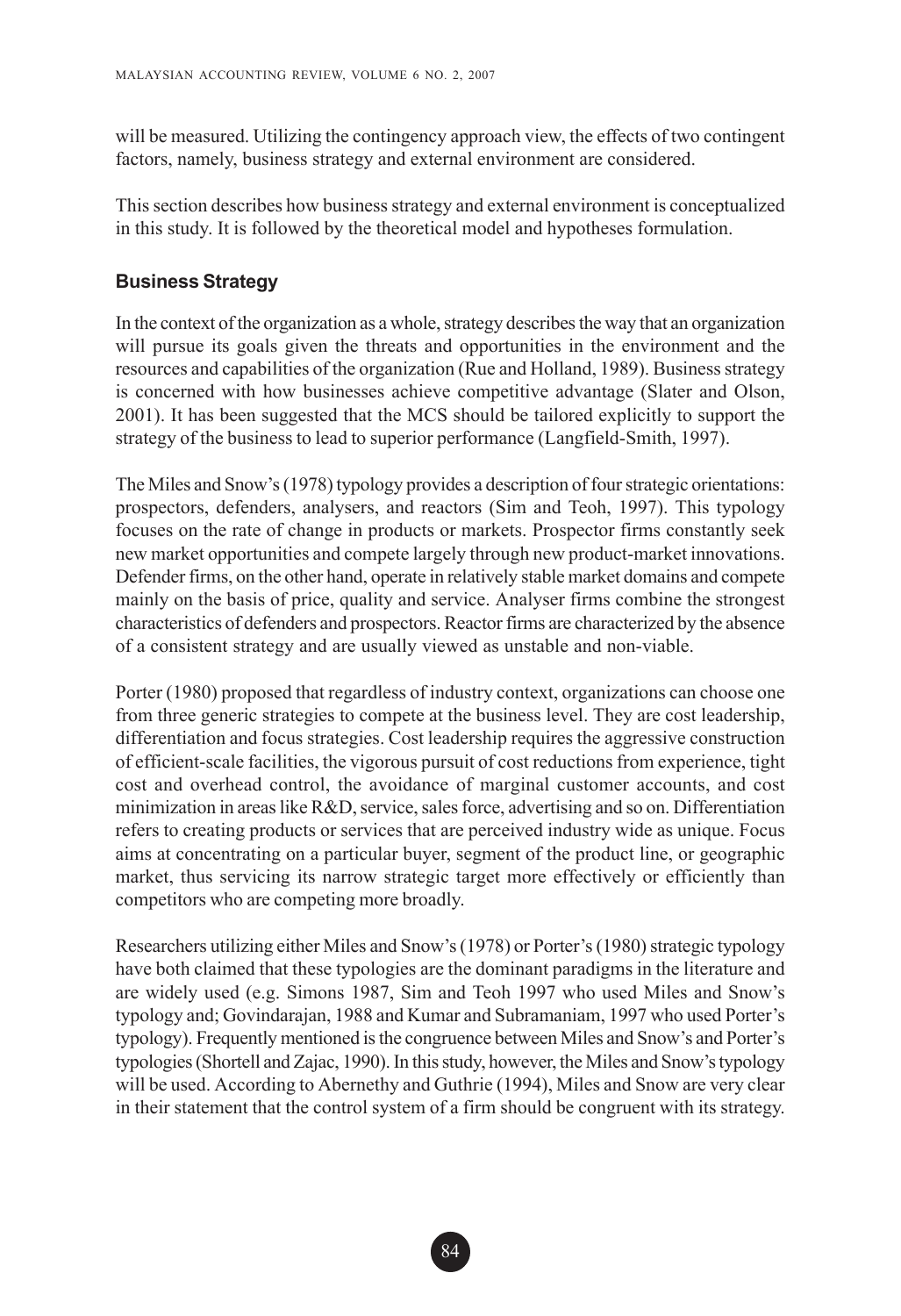will be measured. Utilizing the contingency approach view, the effects of two contingent factors, namely, business strategy and external environment are considered.

This section describes how business strategy and external environment is conceptualized in this study. It is followed by the theoretical model and hypotheses formulation.

### Business Strategy

In the context of the organization as a whole, strategy describes the way that an organization will pursue its goals given the threats and opportunities in the environment and the resources and capabilities of the organization (Rue and Holland, 1989). Business strategy is concerned with how businesses achieve competitive advantage (Slater and Olson, 2001). It has been suggested that the MCS should be tailored explicitly to support the strategy of the business to lead to superior performance (Langfield-Smith, 1997).

The Miles and Snow's (1978) typology provides a description of four strategic orientations: prospectors, defenders, analysers, and reactors (Sim and Teoh, 1997). This typology focuses on the rate of change in products or markets. Prospector firms constantly seek new market opportunities and compete largely through new product-market innovations. Defender firms, on the other hand, operate in relatively stable market domains and compete mainly on the basis of price, quality and service. Analyser firms combine the strongest characteristics of defenders and prospectors. Reactor firms are characterized by the absence of a consistent strategy and are usually viewed as unstable and non-viable.

Porter (1980) proposed that regardless of industry context, organizations can choose one from three generic strategies to compete at the business level. They are cost leadership, differentiation and focus strategies. Cost leadership requires the aggressive construction of efficient-scale facilities, the vigorous pursuit of cost reductions from experience, tight cost and overhead control, the avoidance of marginal customer accounts, and cost minimization in areas like R&D, service, sales force, advertising and so on. Differentiation refers to creating products or services that are perceived industry wide as unique. Focus aims at concentrating on a particular buyer, segment of the product line, or geographic market, thus servicing its narrow strategic target more effectively or efficiently than competitors who are competing more broadly.

Researchers utilizing either Miles and Snow's (1978) or Porter's (1980) strategic typology have both claimed that these typologies are the dominant paradigms in the literature and are widely used (e.g. Simons 1987, Sim and Teoh 1997 who used Miles and Snow's typology and; Govindarajan, 1988 and Kumar and Subramaniam, 1997 who used Porter's typology). Frequently mentioned is the congruence between Miles and Snow's and Porter's typologies (Shortell and Zajac, 1990). In this study, however, the Miles and Snow's typology will be used. According to Abernethy and Guthrie (1994), Miles and Snow are very clear in their statement that the control system of a firm should be congruent with its strategy.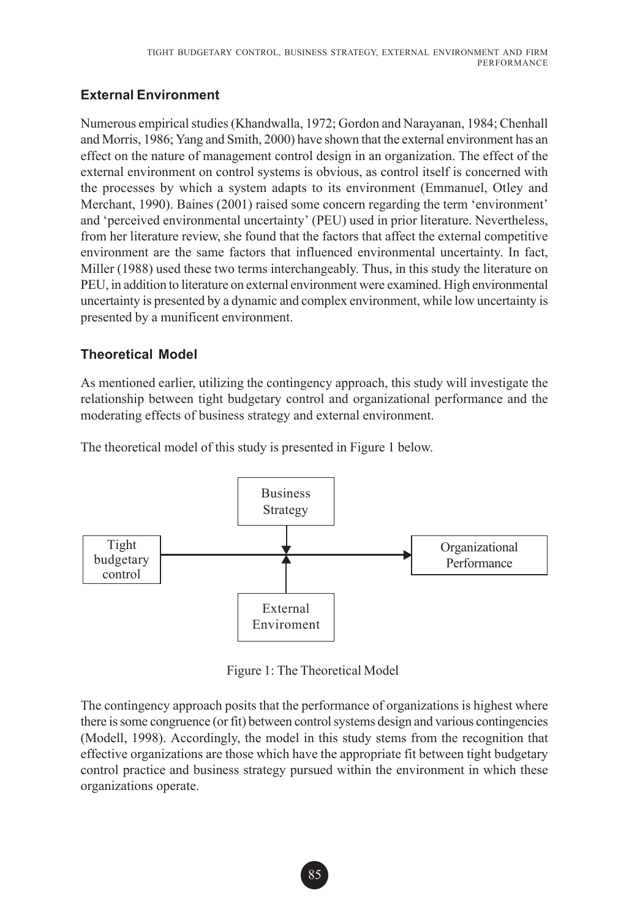## External Environment

Numerous empirical studies (Khandwalla, 1972; Gordon and Narayanan, 1984; Chenhall and Morris, 1986; Yang and Smith, 2000) have shown that the external environment has an effect on the nature of management control design in an organization. The effect of the external environment on control systems is obvious, as control itself is concerned with the processes by which a system adapts to its environment (Emmanuel, Otley and Merchant, 1990). Baines (2001) raised some concern regarding the term 'environment' and 'perceived environmental uncertainty' (PEU) used in prior literature. Nevertheless, from her literature review, she found that the factors that affect the external competitive environment are the same factors that influenced environmental uncertainty. In fact, Miller (1988) used these two terms interchangeably. Thus, in this study the literature on PEU, in addition to literature on external environment were examined. High environmental uncertainty is presented by a dynamic and complex environment, while low uncertainty is presented by a munificent environment.

## Theoretical Model

As mentioned earlier, utilizing the contingency approach, this study will investigate the relationship between tight budgetary control and organizational performance and the moderating effects of business strategy and external environment.

The theoretical model of this study is presented in Figure 1 below.

Tight budgetary control → Organizational Performance (moderated by Business Strategy and External Enviroment)

Figure 1: The Theoretical Model

The contingency approach posits that the performance of organizations is highest where there is some congruence (or fit) between control systems design and various contingencies (Modell, 1998). Accordingly, the model in this study stems from the recognition that effective organizations are those which have the appropriate fit between tight budgetary control practice and business strategy pursued within the environment in which these organizations operate.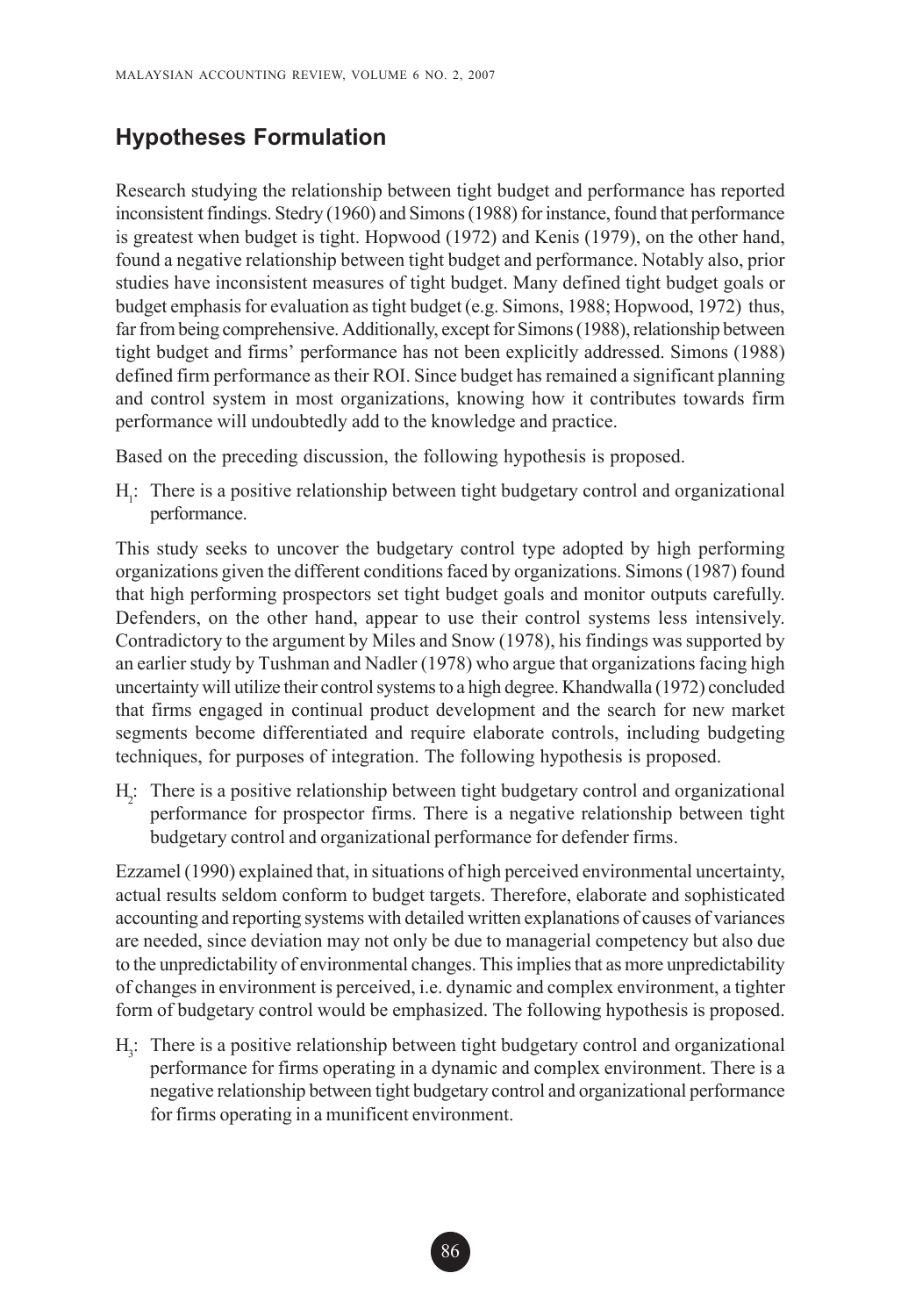## Hypotheses Formulation

Research studying the relationship between tight budget and performance has reported inconsistent findings. Stedry (1960) and Simons (1988) for instance, found that performance is greatest when budget is tight. Hopwood (1972) and Kenis (1979), on the other hand, found a negative relationship between tight budget and performance. Notably also, prior studies have inconsistent measures of tight budget. Many defined tight budget goals or budget emphasis for evaluation as tight budget (e.g. Simons, 1988; Hopwood, 1972) thus, far from being comprehensive. Additionally, except for Simons (1988), relationship between tight budget and firms' performance has not been explicitly addressed. Simons (1988) defined firm performance as their ROI. Since budget has remained a significant planning and control system in most organizations, knowing how it contributes towards firm performance will undoubtedly add to the knowledge and practice.

Based on the preceding discussion, the following hypothesis is proposed.

$H_1$: There is a positive relationship between tight budgetary control and organizational performance.

This study seeks to uncover the budgetary control type adopted by high performing organizations given the different conditions faced by organizations. Simons (1987) found that high performing prospectors set tight budget goals and monitor outputs carefully. Defenders, on the other hand, appear to use their control systems less intensively. Contradictory to the argument by Miles and Snow (1978), his findings was supported by an earlier study by Tushman and Nadler (1978) who argue that organizations facing high uncertainty will utilize their control systems to a high degree. Khandwalla (1972) concluded that firms engaged in continual product development and the search for new market segments become differentiated and require elaborate controls, including budgeting techniques, for purposes of integration. The following hypothesis is proposed.

$H_2$: There is a positive relationship between tight budgetary control and organizational performance for prospector firms. There is a negative relationship between tight budgetary control and organizational performance for defender firms.

Ezzamel (1990) explained that, in situations of high perceived environmental uncertainty, actual results seldom conform to budget targets. Therefore, elaborate and sophisticated accounting and reporting systems with detailed written explanations of causes of variances are needed, since deviation may not only be due to managerial competency but also due to the unpredictability of environmental changes. This implies that as more unpredictability of changes in environment is perceived, i.e. dynamic and complex environment, a tighter form of budgetary control would be emphasized. The following hypothesis is proposed.

$H_3$: There is a positive relationship between tight budgetary control and organizational performance for firms operating in a dynamic and complex environment. There is a negative relationship between tight budgetary control and organizational performance for firms operating in a munificent environment.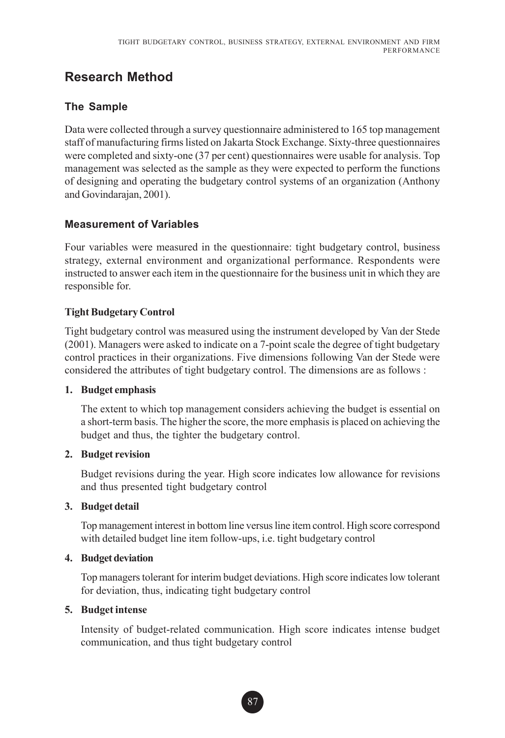## Research Method

### The Sample

Data were collected through a survey questionnaire administered to 165 top management staff of manufacturing firms listed on Jakarta Stock Exchange. Sixty-three questionnaires were completed and sixty-one (37 per cent) questionnaires were usable for analysis. Top management was selected as the sample as they were expected to perform the functions of designing and operating the budgetary control systems of an organization (Anthony and Govindarajan, 2001).

### Measurement of Variables

Four variables were measured in the questionnaire: tight budgetary control, business strategy, external environment and organizational performance. Respondents were instructed to answer each item in the questionnaire for the business unit in which they are responsible for.

#### Tight Budgetary Control

Tight budgetary control was measured using the instrument developed by Van der Stede (2001). Managers were asked to indicate on a 7-point scale the degree of tight budgetary control practices in their organizations. Five dimensions following Van der Stede were considered the attributes of tight budgetary control. The dimensions are as follows :

1. **Budget emphasis**

   The extent to which top management considers achieving the budget is essential on a short-term basis. The higher the score, the more emphasis is placed on achieving the budget and thus, the tighter the budgetary control.

2. **Budget revision**

   Budget revisions during the year. High score indicates low allowance for revisions and thus presented tight budgetary control

3. **Budget detail**

   Top management interest in bottom line versus line item control. High score correspond with detailed budget line item follow-ups, i.e. tight budgetary control

4. **Budget deviation**

   Top managers tolerant for interim budget deviations. High score indicates low tolerant for deviation, thus, indicating tight budgetary control

5. **Budget intense**

   Intensity of budget-related communication. High score indicates intense budget communication, and thus tight budgetary control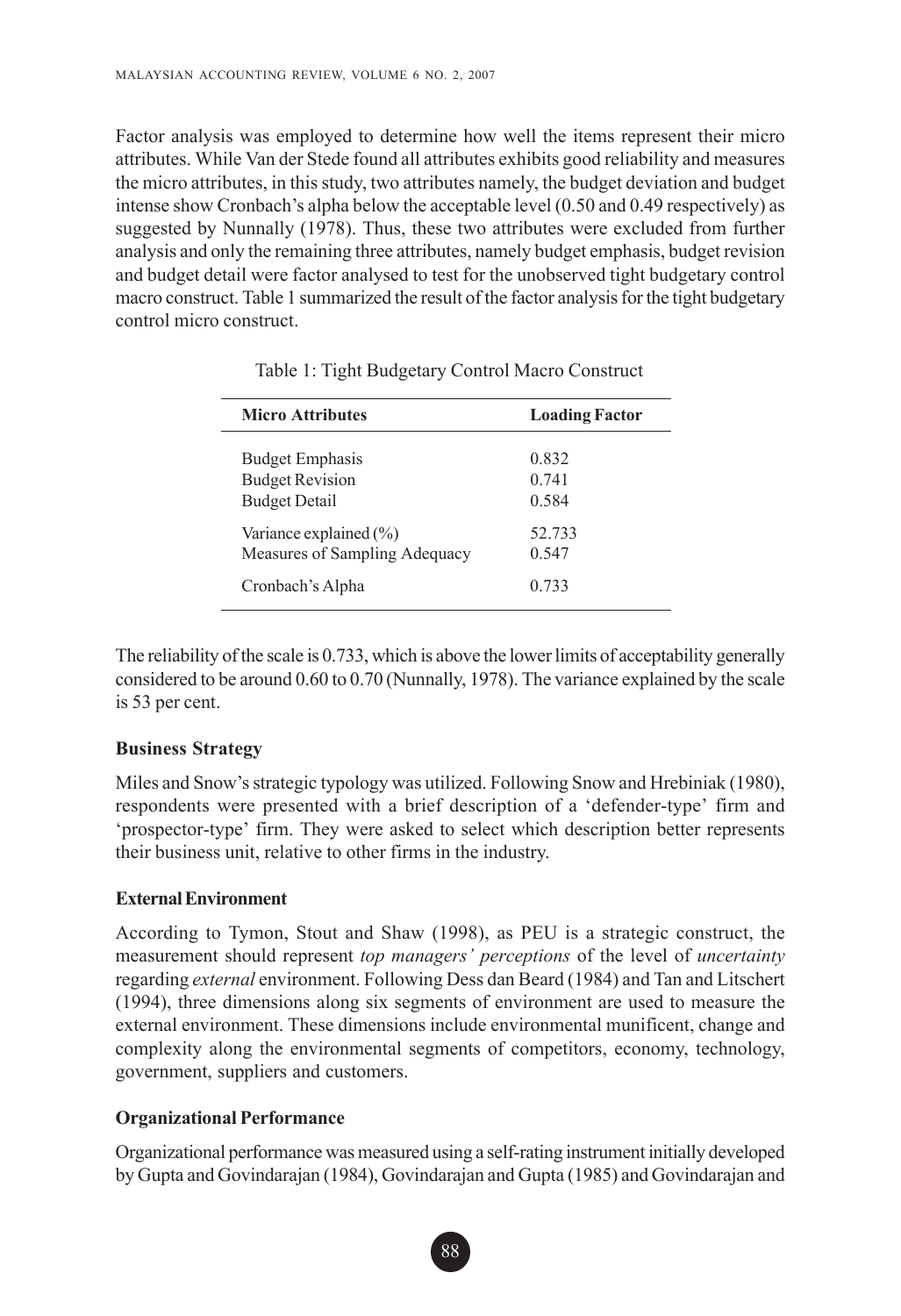Factor analysis was employed to determine how well the items represent their micro attributes. While Van der Stede found all attributes exhibits good reliability and measures the micro attributes, in this study, two attributes namely, the budget deviation and budget intense show Cronbach's alpha below the acceptable level (0.50 and 0.49 respectively) as suggested by Nunnally (1978). Thus, these two attributes were excluded from further analysis and only the remaining three attributes, namely budget emphasis, budget revision and budget detail were factor analysed to test for the unobserved tight budgetary control macro construct. Table 1 summarized the result of the factor analysis for the tight budgetary control micro construct.

Table 1: Tight Budgetary Control Macro Construct

| Micro Attributes | Loading Factor |
|---|---|
| Budget Emphasis | 0.832 |
| Budget Revision | 0.741 |
| Budget Detail | 0.584 |
| Variance explained (%) | 52.733 |
| Measures of Sampling Adequacy | 0.547 |
| Cronbach's Alpha | 0.733 |

The reliability of the scale is 0.733, which is above the lower limits of acceptability generally considered to be around 0.60 to 0.70 (Nunnally, 1978). The variance explained by the scale is 53 per cent.

### Business Strategy

Miles and Snow's strategic typology was utilized. Following Snow and Hrebiniak (1980), respondents were presented with a brief description of a 'defender-type' firm and 'prospector-type' firm. They were asked to select which description better represents their business unit, relative to other firms in the industry.

### External Environment

According to Tymon, Stout and Shaw (1998), as PEU is a strategic construct, the measurement should represent *top managers' perceptions* of the level of *uncertainty* regarding *external* environment. Following Dess dan Beard (1984) and Tan and Litschert (1994), three dimensions along six segments of environment are used to measure the external environment. These dimensions include environmental munificent, change and complexity along the environmental segments of competitors, economy, technology, government, suppliers and customers.

### Organizational Performance

Organizational performance was measured using a self-rating instrument initially developed by Gupta and Govindarajan (1984), Govindarajan and Gupta (1985) and Govindarajan and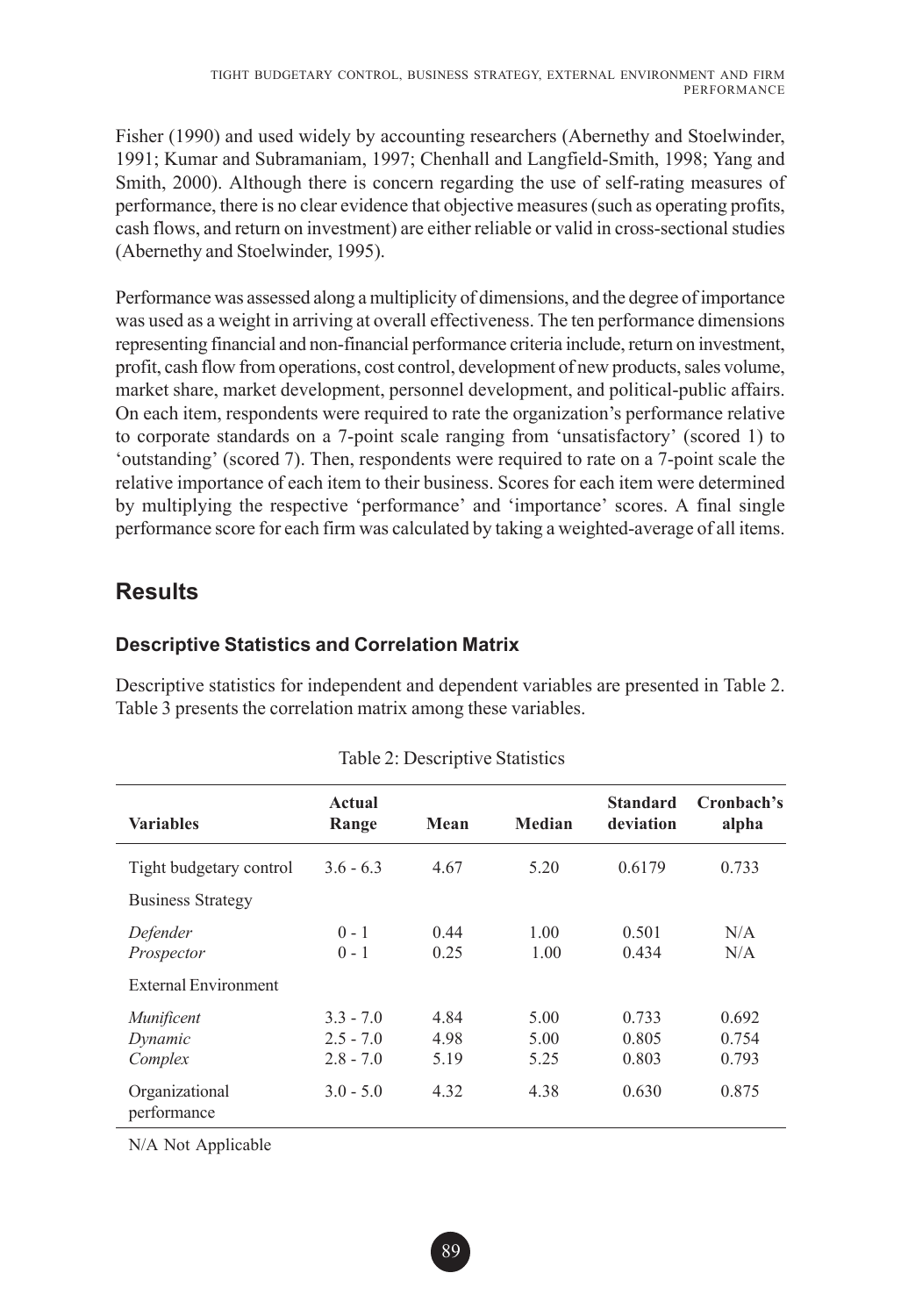Fisher (1990) and used widely by accounting researchers (Abernethy and Stoelwinder, 1991; Kumar and Subramaniam, 1997; Chenhall and Langfield-Smith, 1998; Yang and Smith, 2000). Although there is concern regarding the use of self-rating measures of performance, there is no clear evidence that objective measures (such as operating profits, cash flows, and return on investment) are either reliable or valid in cross-sectional studies (Abernethy and Stoelwinder, 1995).

Performance was assessed along a multiplicity of dimensions, and the degree of importance was used as a weight in arriving at overall effectiveness. The ten performance dimensions representing financial and non-financial performance criteria include, return on investment, profit, cash flow from operations, cost control, development of new products, sales volume, market share, market development, personnel development, and political-public affairs. On each item, respondents were required to rate the organization's performance relative to corporate standards on a 7-point scale ranging from 'unsatisfactory' (scored 1) to 'outstanding' (scored 7). Then, respondents were required to rate on a 7-point scale the relative importance of each item to their business. Scores for each item were determined by multiplying the respective 'performance' and 'importance' scores. A final single performance score for each firm was calculated by taking a weighted-average of all items.

## Results

### Descriptive Statistics and Correlation Matrix

Descriptive statistics for independent and dependent variables are presented in Table 2. Table 3 presents the correlation matrix among these variables.

Table 2: Descriptive Statistics

| Variables | Actual Range | Mean | Median | Standard deviation | Cronbach's alpha |
|---|---|---|---|---|---|
| Tight budgetary control | 3.6 - 6.3 | 4.67 | 5.20 | 0.6179 | 0.733 |
| Business Strategy | | | | | |
| *Defender* | 0 - 1 | 0.44 | 1.00 | 0.501 | N/A |
| *Prospector* | 0 - 1 | 0.25 | 1.00 | 0.434 | N/A |
| External Environment | | | | | |
| *Munificent* | 3.3 - 7.0 | 4.84 | 5.00 | 0.733 | 0.692 |
| *Dynamic* | 2.5 - 7.0 | 4.98 | 5.00 | 0.805 | 0.754 |
| *Complex* | 2.8 - 7.0 | 5.19 | 5.25 | 0.803 | 0.793 |
| Organizational performance | 3.0 - 5.0 | 4.32 | 4.38 | 0.630 | 0.875 |

N/A Not Applicable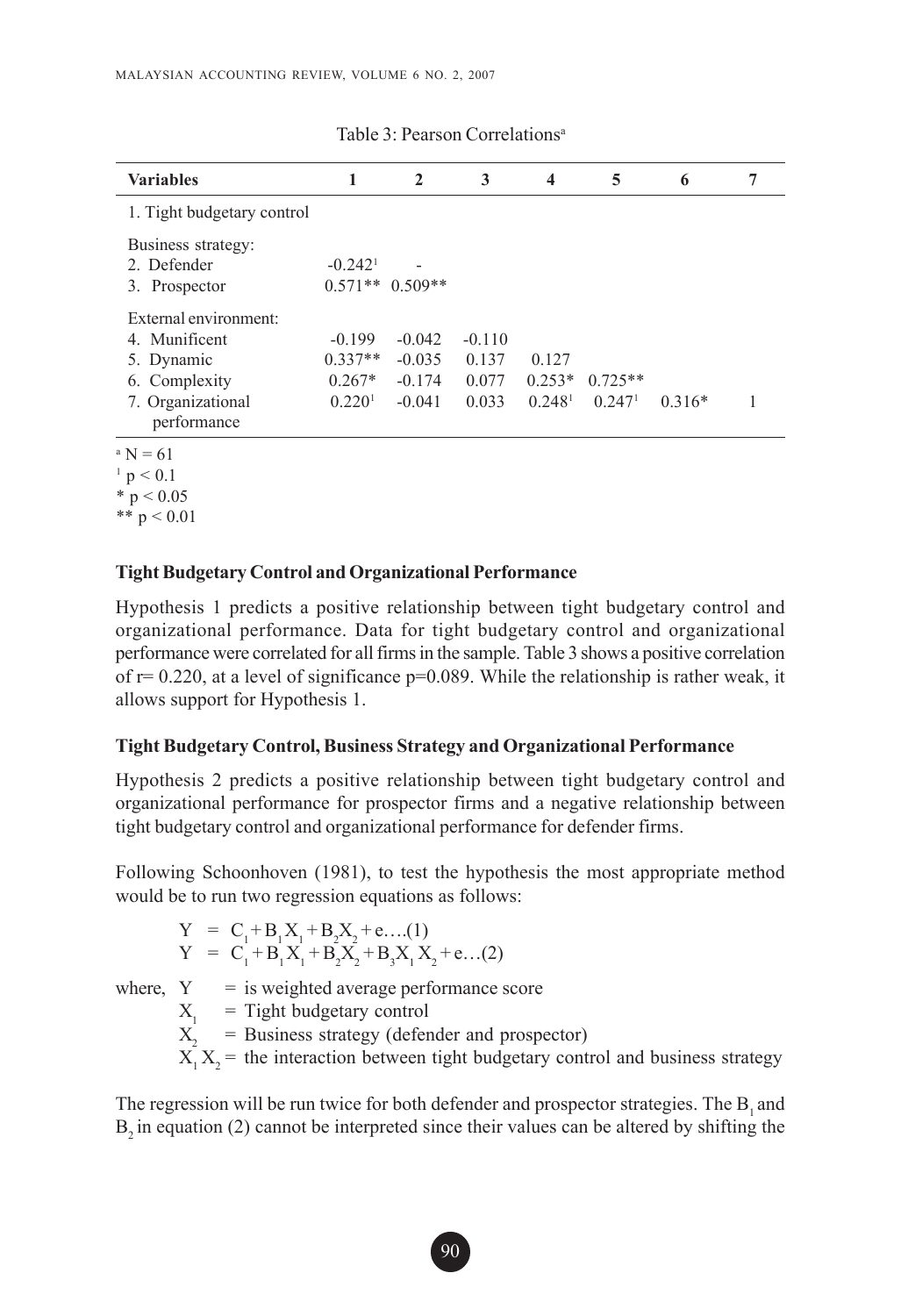Table 3: Pearson Correlations[a]

| Variables | 1 | 2 | 3 | 4 | 5 | 6 | 7 |
|---|---|---|---|---|---|---|---|
| 1. Tight budgetary control | | | | | | | |
| Business strategy: | | | | | | | |
| 2. Defender | -0.242[1] | - | | | | | |
| 3. Prospector | 0.571** | 0.509** | | | | | |
| External environment: | | | | | | | |
| 4. Munificent | -0.199 | -0.042 | -0.110 | | | | |
| 5. Dynamic | 0.337** | -0.035 | 0.137 | 0.127 | | | |
| 6. Complexity | 0.267* | -0.174 | 0.077 | 0.253* | 0.725** | | |
| 7. Organizational performance | 0.220[1] | -0.041 | 0.033 | 0.248[1] | 0.247[1] | 0.316* | 1 |

[a] N = 61

[1] $p < 0.1$

* $p < 0.05$

** $p < 0.01$

### Tight Budgetary Control and Organizational Performance

Hypothesis 1 predicts a positive relationship between tight budgetary control and organizational performance. Data for tight budgetary control and organizational performance were correlated for all firms in the sample. Table 3 shows a positive correlation of $r= 0.220$, at a level of significance $p=0.089$. While the relationship is rather weak, it allows support for Hypothesis 1.

### Tight Budgetary Control, Business Strategy and Organizational Performance

Hypothesis 2 predicts a positive relationship between tight budgetary control and organizational performance for prospector firms and a negative relationship between tight budgetary control and organizational performance for defender firms.

Following Schoonhoven (1981), to test the hypothesis the most appropriate method would be to run two regression equations as follows:

$$Y = C_1 + B_1X_1 + B_2X_2 + e \ldots (1)$$
$$Y = C_1 + B_1X_1 + B_2X_2 + B_3X_1X_2 + e \ldots (2)$$

where, $Y$ = is weighted average performance score

$X_1$ = Tight budgetary control

$X_2$ = Business strategy (defender and prospector)

$X_1X_2$ = the interaction between tight budgetary control and business strategy

The regression will be run twice for both defender and prospector strategies. The $B_1$ and $B_2$ in equation (2) cannot be interpreted since their values can be altered by shifting the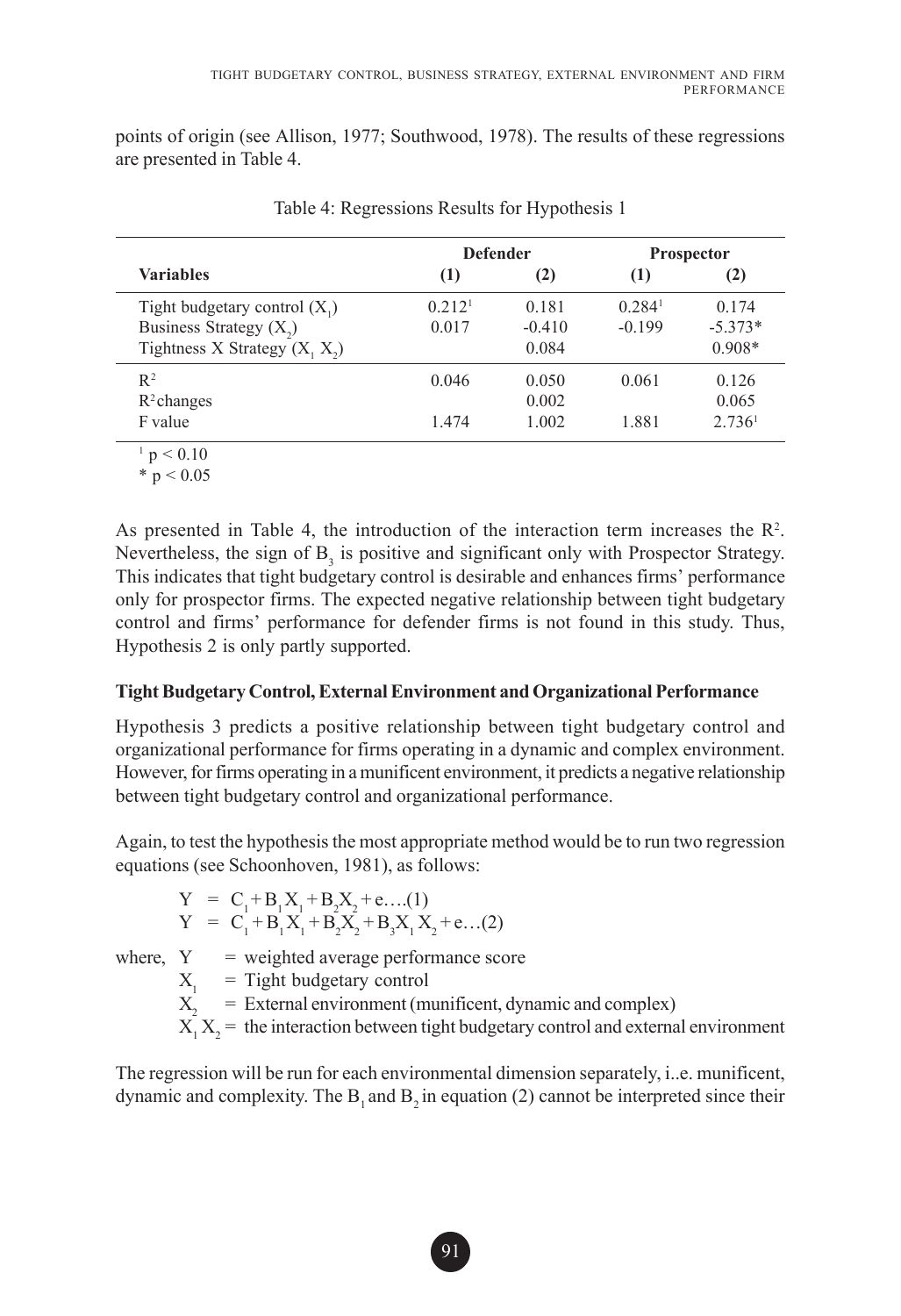points of origin (see Allison, 1977; Southwood, 1978). The results of these regressions are presented in Table 4.

Table 4: Regressions Results for Hypothesis 1

| Variables | Defender (1) | Defender (2) | Prospector (1) | Prospector (2) |
|---|---|---|---|---|
| Tight budgetary control ($X_1$) | 0.212[1] | 0.181 | 0.284[1] | 0.174 |
| Business Strategy ($X_2$) | 0.017 | -0.410 | -0.199 | -5.373* |
| Tightness X Strategy ($X_1$ $X_2$) | | 0.084 | | 0.908* |
| $R^2$ | 0.046 | 0.050 | 0.061 | 0.126 |
| $R^2$ changes | | 0.002 | | 0.065 |
| F value | 1.474 | 1.002 | 1.881 | 2.736[1] |

[1] $p < 0.10$

* $p < 0.05$

As presented in Table 4, the introduction of the interaction term increases the $R^2$. Nevertheless, the sign of $B_3$ is positive and significant only with Prospector Strategy. This indicates that tight budgetary control is desirable and enhances firms' performance only for prospector firms. The expected negative relationship between tight budgetary control and firms' performance for defender firms is not found in this study. Thus, Hypothesis 2 is only partly supported.

**Tight Budgetary Control, External Environment and Organizational Performance**

Hypothesis 3 predicts a positive relationship between tight budgetary control and organizational performance for firms operating in a dynamic and complex environment. However, for firms operating in a munificent environment, it predicts a negative relationship between tight budgetary control and organizational performance.

Again, to test the hypothesis the most appropriate method would be to run two regression equations (see Schoonhoven, 1981), as follows:

$$Y = C_1 + B_1X_1 + B_2X_2 + e\text{….(1)}$$
$$Y = C_1 + B_1X_1 + B_2X_2 + B_3X_1X_2 + e\text{…(2)}$$

where, $Y$ = weighted average performance score

$X_1$ = Tight budgetary control

$X_2$ = External environment (munificent, dynamic and complex)

$X_1 X_2$ = the interaction between tight budgetary control and external environment

The regression will be run for each environmental dimension separately, i..e. munificent, dynamic and complexity. The $B_1$ and $B_2$ in equation (2) cannot be interpreted since their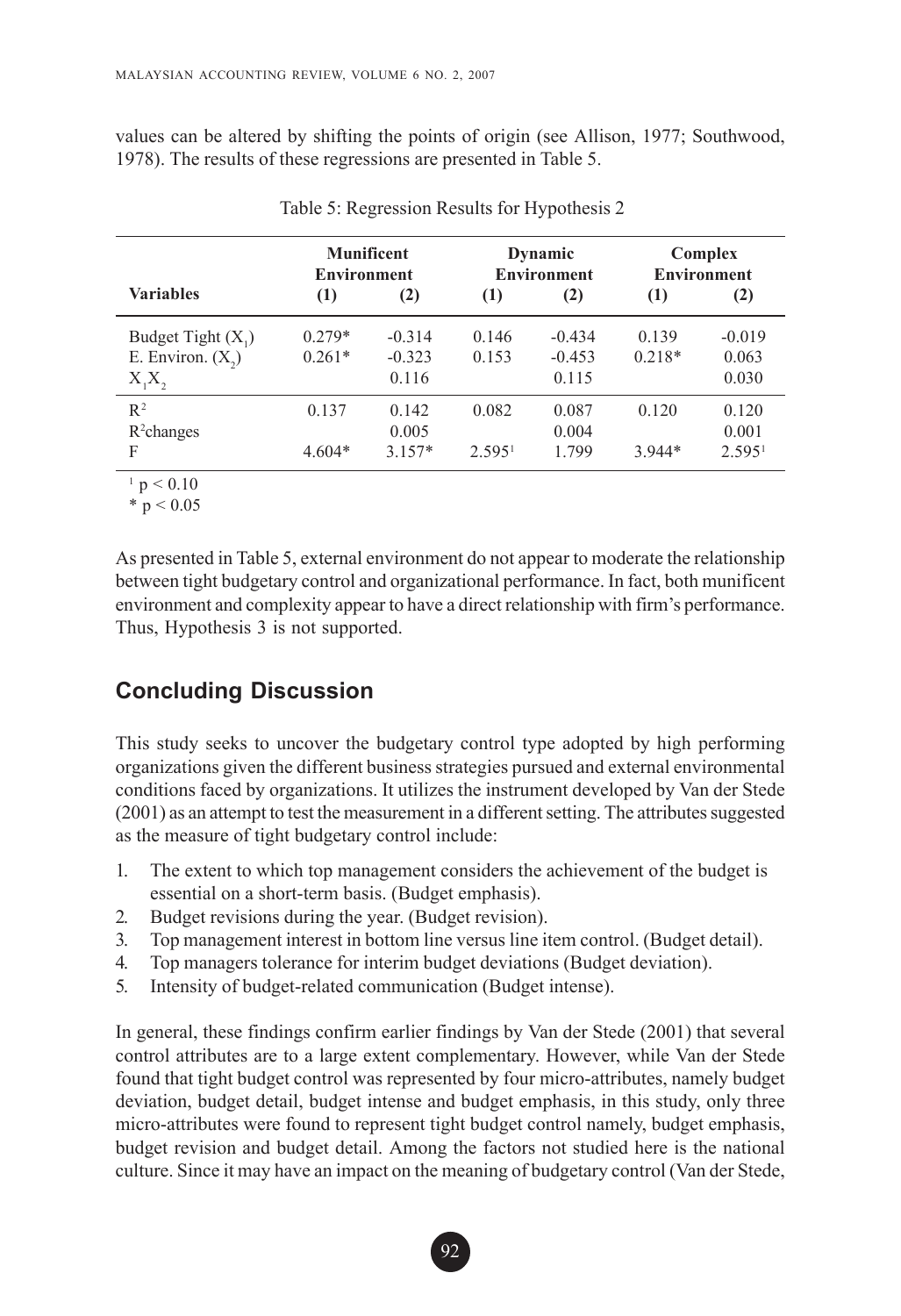values can be altered by shifting the points of origin (see Allison, 1977; Southwood, 1978). The results of these regressions are presented in Table 5.

Table 5: Regression Results for Hypothesis 2

| Variables | Munificent Environment | | Dynamic Environment | | Complex Environment | |
|---|---|---|---|---|---|---|
| | (1) | (2) | (1) | (2) | (1) | (2) |
| Budget Tight ($X_1$) | 0.279* | -0.314 | 0.146 | -0.434 | 0.139 | -0.019 |
| E. Environ. ($X_2$) | 0.261* | -0.323 | 0.153 | -0.453 | 0.218* | 0.063 |
| $X_1X_2$ | | 0.116 | | 0.115 | | 0.030 |
| $R^2$ | 0.137 | 0.142 | 0.082 | 0.087 | 0.120 | 0.120 |
| $R^2$changes | | 0.005 | | 0.004 | | 0.001 |
| F | 4.604* | 3.157* | 2.595[1] | 1.799 | 3.944* | 2.595[1] |

[1] $p < 0.10$

* $p < 0.05$

As presented in Table 5, external environment do not appear to moderate the relationship between tight budgetary control and organizational performance. In fact, both munificent environment and complexity appear to have a direct relationship with firm's performance. Thus, Hypothesis 3 is not supported.

## Concluding Discussion

This study seeks to uncover the budgetary control type adopted by high performing organizations given the different business strategies pursued and external environmental conditions faced by organizations. It utilizes the instrument developed by Van der Stede (2001) as an attempt to test the measurement in a different setting. The attributes suggested as the measure of tight budgetary control include:

1. The extent to which top management considers the achievement of the budget is essential on a short-term basis. (Budget emphasis).
2. Budget revisions during the year. (Budget revision).
3. Top management interest in bottom line versus line item control. (Budget detail).
4. Top managers tolerance for interim budget deviations (Budget deviation).
5. Intensity of budget-related communication (Budget intense).

In general, these findings confirm earlier findings by Van der Stede (2001) that several control attributes are to a large extent complementary. However, while Van der Stede found that tight budget control was represented by four micro-attributes, namely budget deviation, budget detail, budget intense and budget emphasis, in this study, only three micro-attributes were found to represent tight budget control namely, budget emphasis, budget revision and budget detail. Among the factors not studied here is the national culture. Since it may have an impact on the meaning of budgetary control (Van der Stede,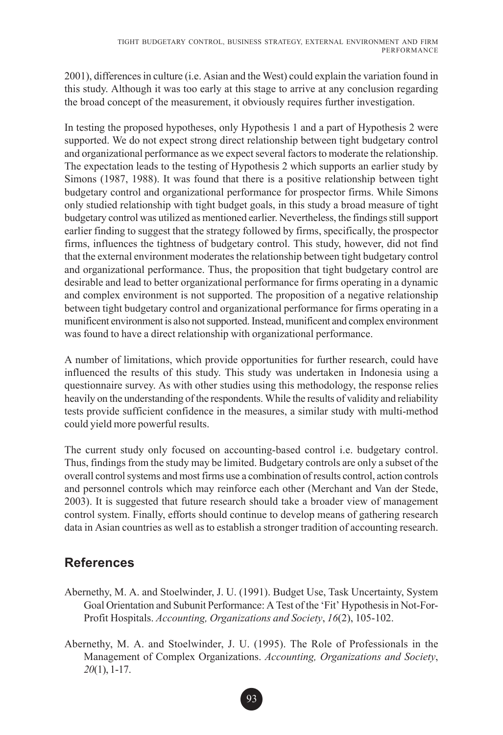2001), differences in culture (i.e. Asian and the West) could explain the variation found in this study. Although it was too early at this stage to arrive at any conclusion regarding the broad concept of the measurement, it obviously requires further investigation.

In testing the proposed hypotheses, only Hypothesis 1 and a part of Hypothesis 2 were supported. We do not expect strong direct relationship between tight budgetary control and organizational performance as we expect several factors to moderate the relationship. The expectation leads to the testing of Hypothesis 2 which supports an earlier study by Simons (1987, 1988). It was found that there is a positive relationship between tight budgetary control and organizational performance for prospector firms. While Simons only studied relationship with tight budget goals, in this study a broad measure of tight budgetary control was utilized as mentioned earlier. Nevertheless, the findings still support earlier finding to suggest that the strategy followed by firms, specifically, the prospector firms, influences the tightness of budgetary control. This study, however, did not find that the external environment moderates the relationship between tight budgetary control and organizational performance. Thus, the proposition that tight budgetary control are desirable and lead to better organizational performance for firms operating in a dynamic and complex environment is not supported. The proposition of a negative relationship between tight budgetary control and organizational performance for firms operating in a munificent environment is also not supported. Instead, munificent and complex environment was found to have a direct relationship with organizational performance.

A number of limitations, which provide opportunities for further research, could have influenced the results of this study. This study was undertaken in Indonesia using a questionnaire survey. As with other studies using this methodology, the response relies heavily on the understanding of the respondents. While the results of validity and reliability tests provide sufficient confidence in the measures, a similar study with multi-method could yield more powerful results.

The current study only focused on accounting-based control i.e. budgetary control. Thus, findings from the study may be limited. Budgetary controls are only a subset of the overall control systems and most firms use a combination of results control, action controls and personnel controls which may reinforce each other (Merchant and Van der Stede, 2003). It is suggested that future research should take a broader view of management control system. Finally, efforts should continue to develop means of gathering research data in Asian countries as well as to establish a stronger tradition of accounting research.

## References

Abernethy, M. A. and Stoelwinder, J. U. (1991). Budget Use, Task Uncertainty, System Goal Orientation and Subunit Performance: A Test of the 'Fit' Hypothesis in Not-For-Profit Hospitals. *Accounting, Organizations and Society*, *16*(2), 105-102.

Abernethy, M. A. and Stoelwinder, J. U. (1995). The Role of Professionals in the Management of Complex Organizations. *Accounting, Organizations and Society*, *20*(1), 1-17.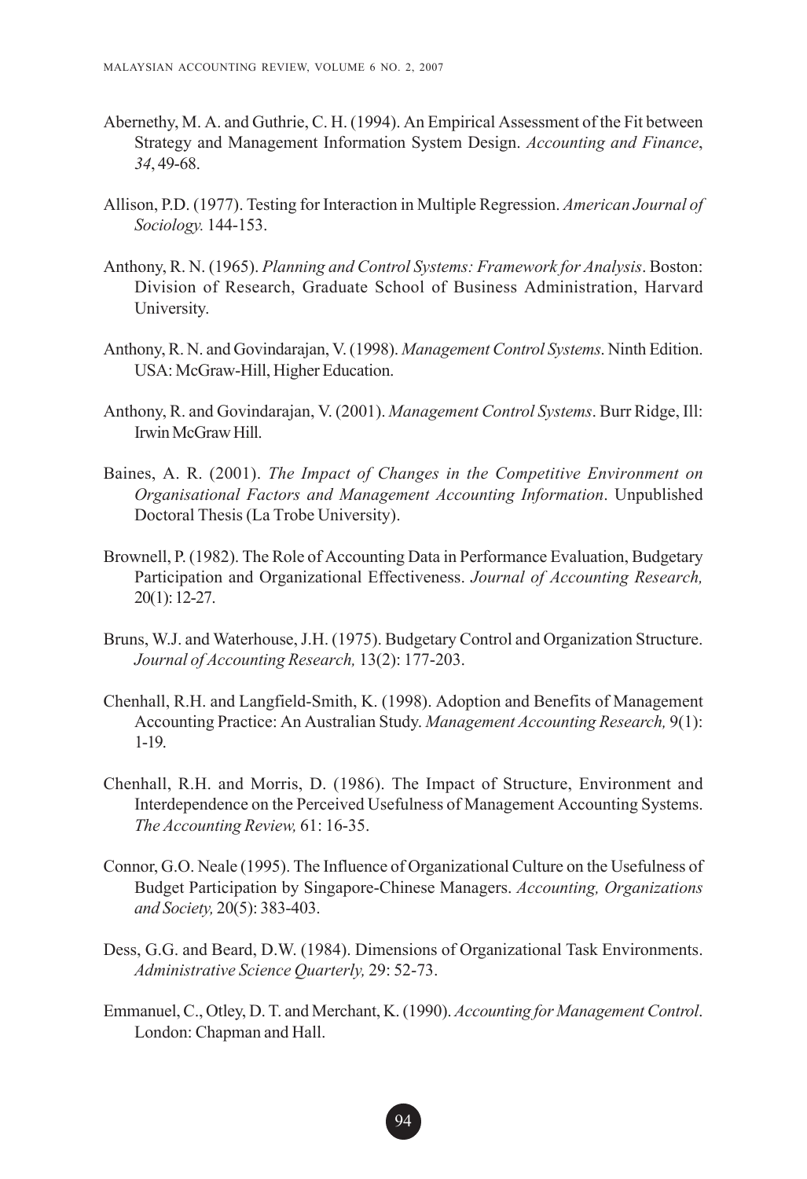Abernethy, M. A. and Guthrie, C. H. (1994). An Empirical Assessment of the Fit between Strategy and Management Information System Design. *Accounting and Finance*, *34*, 49-68.

Allison, P.D. (1977). Testing for Interaction in Multiple Regression. *American Journal of Sociology.* 144-153.

Anthony, R. N. (1965). *Planning and Control Systems: Framework for Analysis*. Boston: Division of Research, Graduate School of Business Administration, Harvard University.

Anthony, R. N. and Govindarajan, V. (1998). *Management Control Systems.* Ninth Edition. USA: McGraw-Hill, Higher Education.

Anthony, R. and Govindarajan, V. (2001). *Management Control Systems*. Burr Ridge, Ill: Irwin McGraw Hill.

Baines, A. R. (2001). *The Impact of Changes in the Competitive Environment on Organisational Factors and Management Accounting Information*. Unpublished Doctoral Thesis (La Trobe University).

Brownell, P. (1982). The Role of Accounting Data in Performance Evaluation, Budgetary Participation and Organizational Effectiveness. *Journal of Accounting Research,* 20(1): 12-27.

Bruns, W.J. and Waterhouse, J.H. (1975). Budgetary Control and Organization Structure. *Journal of Accounting Research,* 13(2): 177-203.

Chenhall, R.H. and Langfield-Smith, K. (1998). Adoption and Benefits of Management Accounting Practice: An Australian Study. *Management Accounting Research,* 9(1): 1-19.

Chenhall, R.H. and Morris, D. (1986). The Impact of Structure, Environment and Interdependence on the Perceived Usefulness of Management Accounting Systems. *The Accounting Review,* 61: 16-35.

Connor, G.O. Neale (1995). The Influence of Organizational Culture on the Usefulness of Budget Participation by Singapore-Chinese Managers. *Accounting, Organizations and Society,* 20(5): 383-403.

Dess, G.G. and Beard, D.W. (1984). Dimensions of Organizational Task Environments. *Administrative Science Quarterly,* 29: 52-73.

Emmanuel, C., Otley, D. T. and Merchant, K. (1990). *Accounting for Management Control*. London: Chapman and Hall.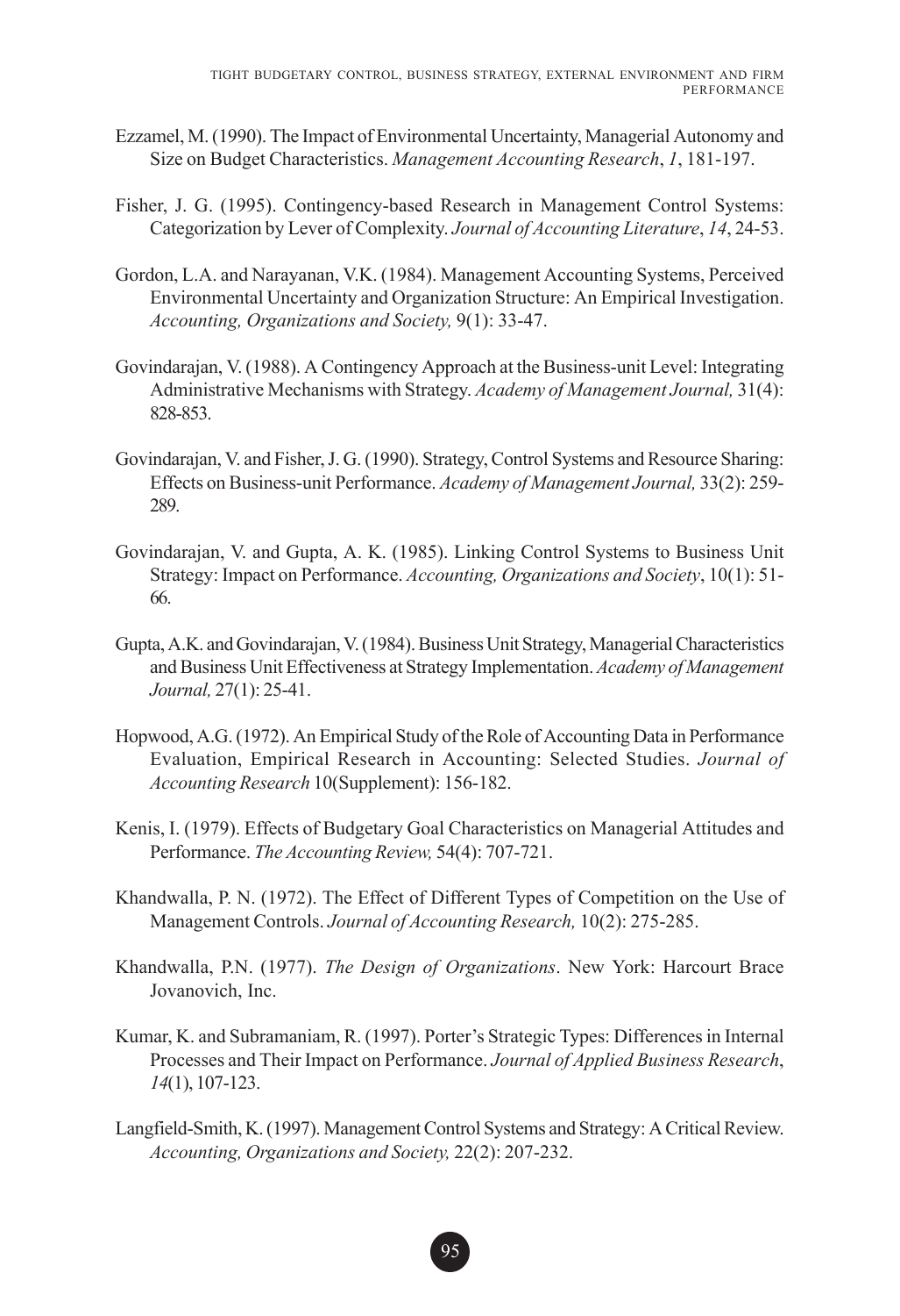Ezzamel, M. (1990). The Impact of Environmental Uncertainty, Managerial Autonomy and Size on Budget Characteristics. *Management Accounting Research*, *1*, 181-197.

Fisher, J. G. (1995). Contingency-based Research in Management Control Systems: Categorization by Lever of Complexity. *Journal of Accounting Literature*, *14*, 24-53.

Gordon, L.A. and Narayanan, V.K. (1984). Management Accounting Systems, Perceived Environmental Uncertainty and Organization Structure: An Empirical Investigation. *Accounting, Organizations and Society,* 9(1): 33-47.

Govindarajan, V. (1988). A Contingency Approach at the Business-unit Level: Integrating Administrative Mechanisms with Strategy. *Academy of Management Journal,* 31(4): 828-853.

Govindarajan, V. and Fisher, J. G. (1990). Strategy, Control Systems and Resource Sharing: Effects on Business-unit Performance. *Academy of Management Journal,* 33(2): 259-289.

Govindarajan, V. and Gupta, A. K. (1985). Linking Control Systems to Business Unit Strategy: Impact on Performance. *Accounting, Organizations and Society*, 10(1): 51-66.

Gupta, A.K. and Govindarajan, V. (1984). Business Unit Strategy, Managerial Characteristics and Business Unit Effectiveness at Strategy Implementation. *Academy of Management Journal,* 27(1): 25-41.

Hopwood, A.G. (1972). An Empirical Study of the Role of Accounting Data in Performance Evaluation, Empirical Research in Accounting: Selected Studies. *Journal of Accounting Research* 10(Supplement): 156-182.

Kenis, I. (1979). Effects of Budgetary Goal Characteristics on Managerial Attitudes and Performance. *The Accounting Review,* 54(4): 707-721.

Khandwalla, P. N. (1972). The Effect of Different Types of Competition on the Use of Management Controls. *Journal of Accounting Research,* 10(2): 275-285.

Khandwalla, P.N. (1977). *The Design of Organizations*. New York: Harcourt Brace Jovanovich, Inc.

Kumar, K. and Subramaniam, R. (1997). Porter's Strategic Types: Differences in Internal Processes and Their Impact on Performance. *Journal of Applied Business Research*, *14*(1), 107-123.

Langfield-Smith, K. (1997). Management Control Systems and Strategy: A Critical Review. *Accounting, Organizations and Society,* 22(2): 207-232.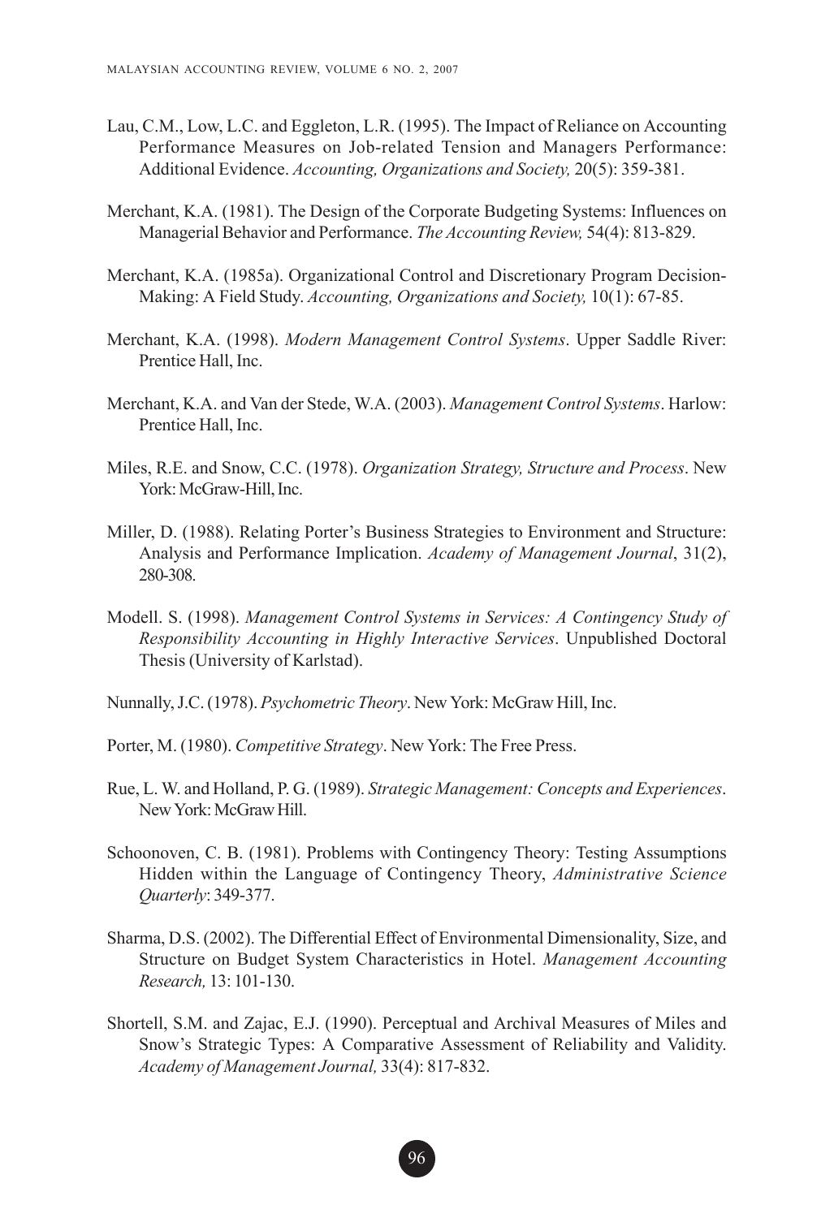Lau, C.M., Low, L.C. and Eggleton, L.R. (1995). The Impact of Reliance on Accounting Performance Measures on Job-related Tension and Managers Performance: Additional Evidence. *Accounting, Organizations and Society,* 20(5): 359-381.

Merchant, K.A. (1981). The Design of the Corporate Budgeting Systems: Influences on Managerial Behavior and Performance. *The Accounting Review,* 54(4): 813-829.

Merchant, K.A. (1985a). Organizational Control and Discretionary Program Decision-Making: A Field Study. *Accounting, Organizations and Society,* 10(1): 67-85.

Merchant, K.A. (1998). *Modern Management Control Systems*. Upper Saddle River: Prentice Hall, Inc.

Merchant, K.A. and Van der Stede, W.A. (2003). *Management Control Systems*. Harlow: Prentice Hall, Inc.

Miles, R.E. and Snow, C.C. (1978). *Organization Strategy, Structure and Process*. New York: McGraw-Hill, Inc.

Miller, D. (1988). Relating Porter's Business Strategies to Environment and Structure: Analysis and Performance Implication. *Academy of Management Journal*, 31(2), 280-308.

Modell. S. (1998). *Management Control Systems in Services: A Contingency Study of Responsibility Accounting in Highly Interactive Services*. Unpublished Doctoral Thesis (University of Karlstad).

Nunnally, J.C. (1978). *Psychometric Theory*. New York: McGraw Hill, Inc.

Porter, M. (1980). *Competitive Strategy*. New York: The Free Press.

Rue, L. W. and Holland, P. G. (1989). *Strategic Management: Concepts and Experiences*. New York: McGraw Hill.

Schoonoven, C. B. (1981). Problems with Contingency Theory: Testing Assumptions Hidden within the Language of Contingency Theory, *Administrative Science Quarterly*: 349-377.

Sharma, D.S. (2002). The Differential Effect of Environmental Dimensionality, Size, and Structure on Budget System Characteristics in Hotel. *Management Accounting Research,* 13: 101-130.

Shortell, S.M. and Zajac, E.J. (1990). Perceptual and Archival Measures of Miles and Snow's Strategic Types: A Comparative Assessment of Reliability and Validity. *Academy of Management Journal,* 33(4): 817-832.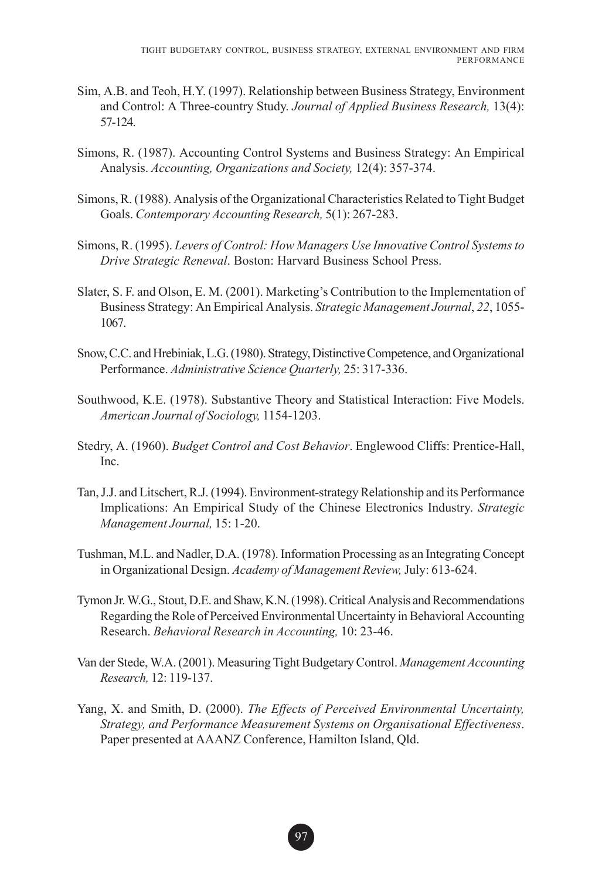Sim, A.B. and Teoh, H.Y. (1997). Relationship between Business Strategy, Environment and Control: A Three-country Study. *Journal of Applied Business Research,* 13(4): 57-124.

Simons, R. (1987). Accounting Control Systems and Business Strategy: An Empirical Analysis. *Accounting, Organizations and Society,* 12(4): 357-374.

Simons, R. (1988). Analysis of the Organizational Characteristics Related to Tight Budget Goals. *Contemporary Accounting Research,* 5(1): 267-283.

Simons, R. (1995). *Levers of Control: How Managers Use Innovative Control Systems to Drive Strategic Renewal*. Boston: Harvard Business School Press.

Slater, S. F. and Olson, E. M. (2001). Marketing's Contribution to the Implementation of Business Strategy: An Empirical Analysis. *Strategic Management Journal*, *22*, 1055-1067.

Snow, C.C. and Hrebiniak, L.G. (1980). Strategy, Distinctive Competence, and Organizational Performance. *Administrative Science Quarterly,* 25: 317-336.

Southwood, K.E. (1978). Substantive Theory and Statistical Interaction: Five Models. *American Journal of Sociology,* 1154-1203.

Stedry, A. (1960). *Budget Control and Cost Behavior*. Englewood Cliffs: Prentice-Hall, Inc.

Tan, J.J. and Litschert, R.J. (1994). Environment-strategy Relationship and its Performance Implications: An Empirical Study of the Chinese Electronics Industry. *Strategic Management Journal,* 15: 1-20.

Tushman, M.L. and Nadler, D.A. (1978). Information Processing as an Integrating Concept in Organizational Design. *Academy of Management Review,* July: 613-624.

Tymon Jr. W.G., Stout, D.E. and Shaw, K.N. (1998). Critical Analysis and Recommendations Regarding the Role of Perceived Environmental Uncertainty in Behavioral Accounting Research. *Behavioral Research in Accounting,* 10: 23-46.

Van der Stede, W.A. (2001). Measuring Tight Budgetary Control. *Management Accounting Research,* 12: 119-137.

Yang, X. and Smith, D. (2000). *The Effects of Perceived Environmental Uncertainty, Strategy, and Performance Measurement Systems on Organisational Effectiveness*. Paper presented at AAANZ Conference, Hamilton Island, Qld.